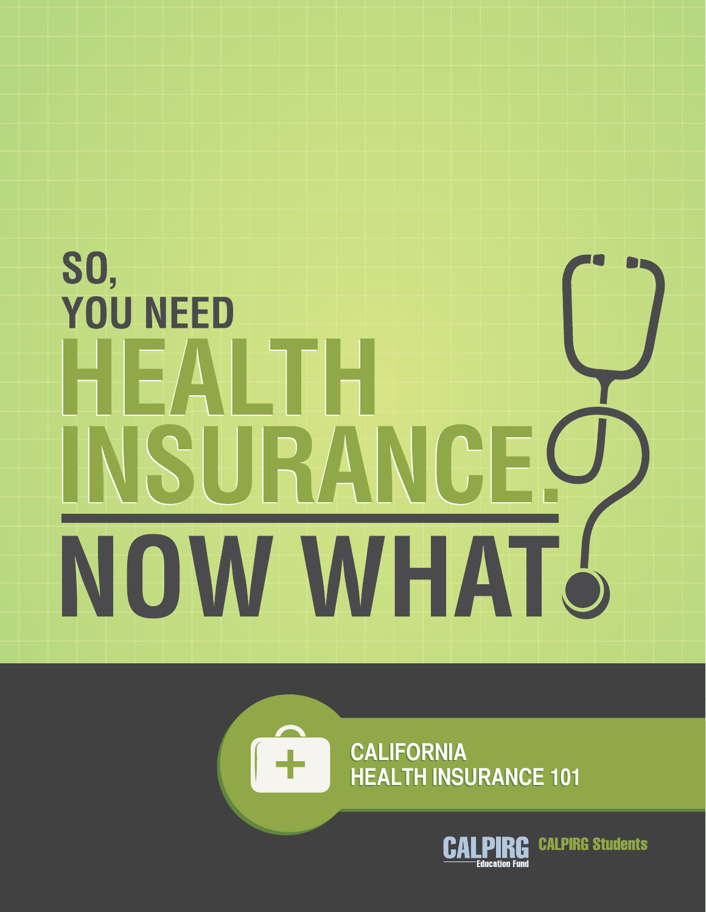# SO, YOU NEED HEALTH INSURANCE. NOW WHAT?

## CALIFORNIA HEALTH INSURANCE 101

CALPIRG Education Fund

CALPIRG Students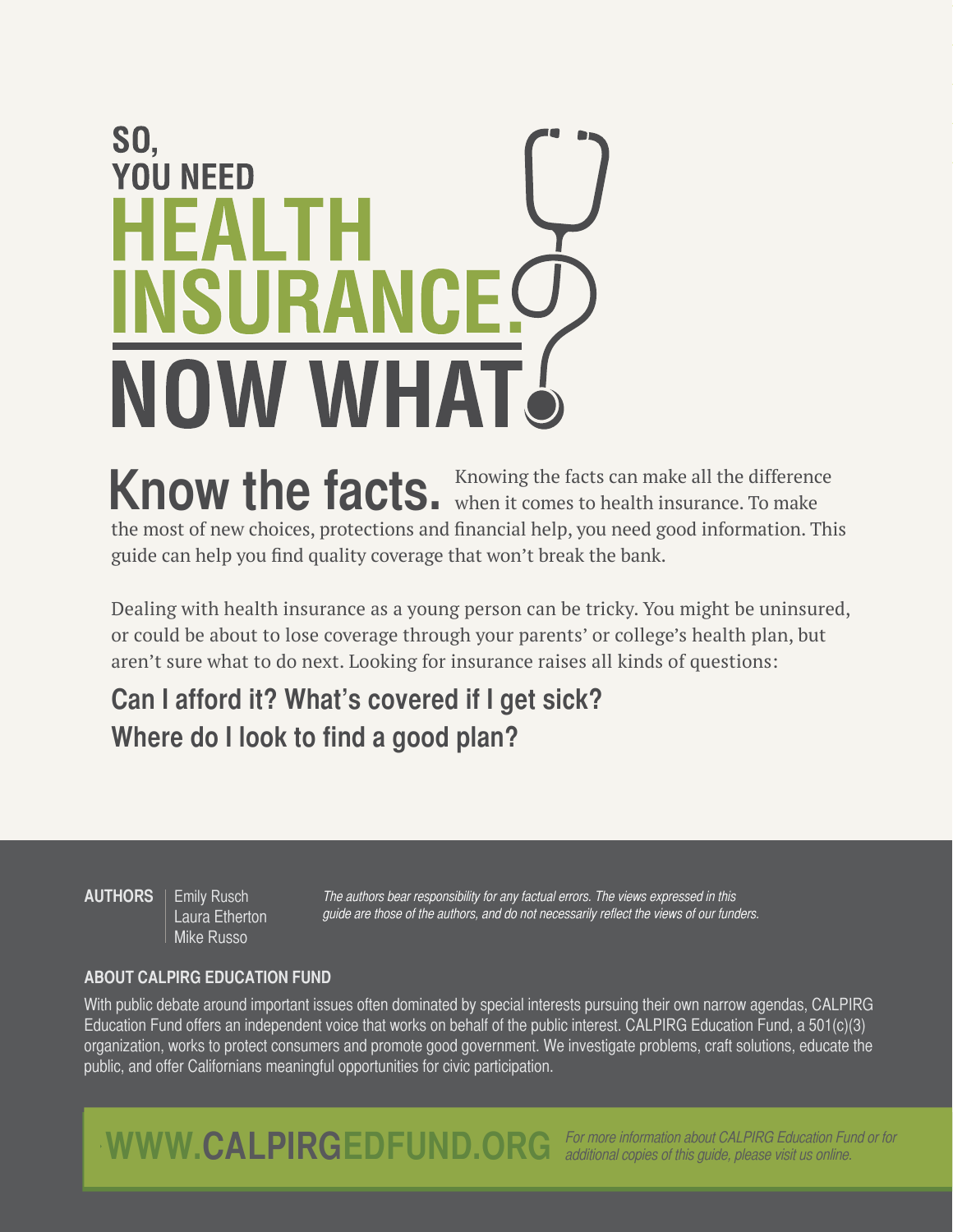# SO, YOU NEED HEALTH INSURANCE. NOW WHAT?

## Know the facts.

Knowing the facts can make all the difference when it comes to health insurance. To make the most of new choices, protections and financial help, you need good information. This guide can help you find quality coverage that won't break the bank.

Dealing with health insurance as a young person can be tricky. You might be uninsured, or could be about to lose coverage through your parents' or college's health plan, but aren't sure what to do next. Looking for insurance raises all kinds of questions:

**Can I afford it? What's covered if I get sick? Where do I look to find a good plan?**

**AUTHORS**
Emily Rusch
Laura Etherton
Mike Russo

*The authors bear responsibility for any factual errors. The views expressed in this guide are those of the authors, and do not necessarily reflect the views of our funders.*

**ABOUT CALPIRG EDUCATION FUND**

With public debate around important issues often dominated by special interests pursuing their own narrow agendas, CALPIRG Education Fund offers an independent voice that works on behalf of the public interest. CALPIRG Education Fund, a 501(c)(3) organization, works to protect consumers and promote good government. We investigate problems, craft solutions, educate the public, and offer Californians meaningful opportunities for civic participation.

**WWW.CALPIRGEDFUND.ORG**

*For more information about CALPIRG Education Fund or for additional copies of this guide, please visit us online.*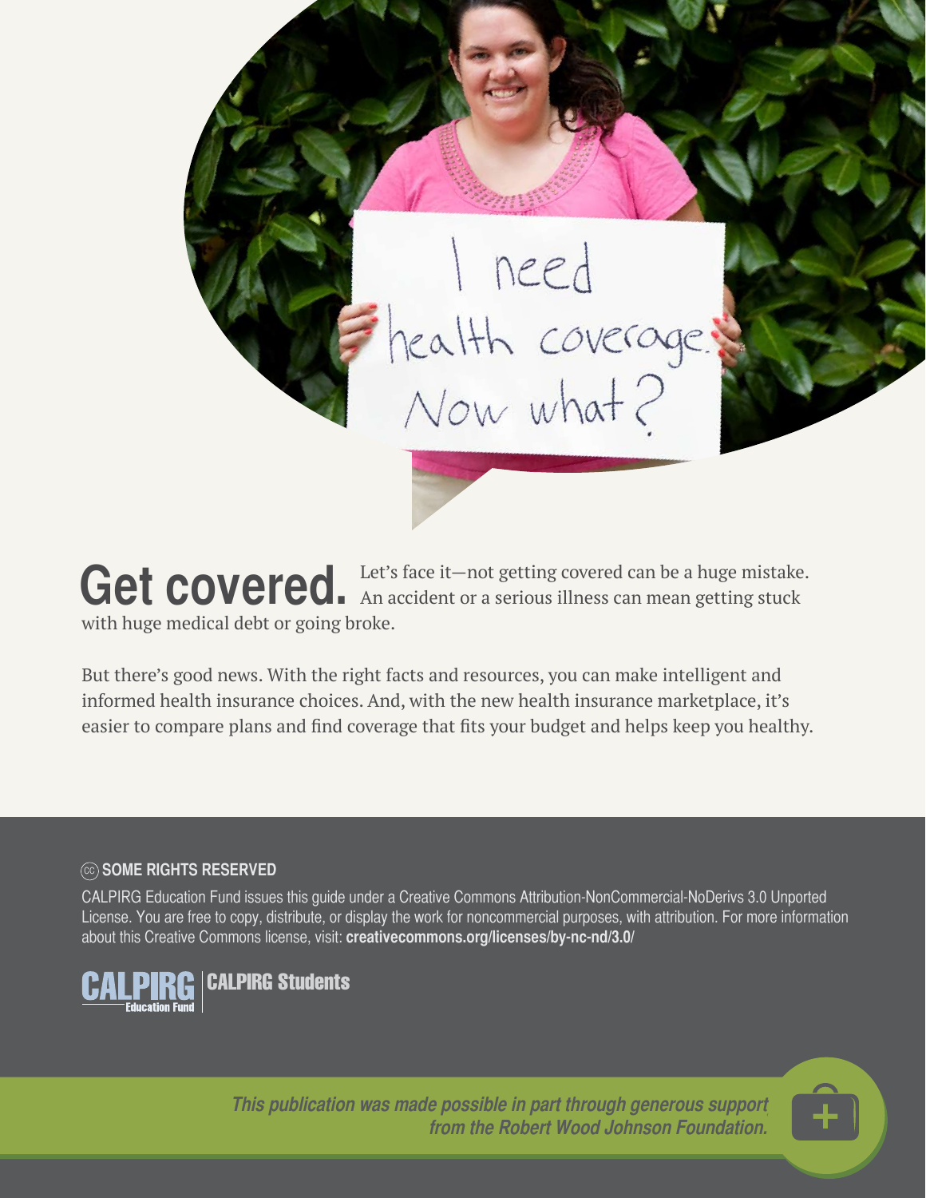# Get covered.

Let's face it—not getting covered can be a huge mistake. An accident or a serious illness can mean getting stuck with huge medical debt or going broke.

But there's good news. With the right facts and resources, you can make intelligent and informed health insurance choices. And, with the new health insurance marketplace, it's easier to compare plans and find coverage that fits your budget and helps keep you healthy.

**SOME RIGHTS RESERVED**

CALPIRG Education Fund issues this guide under a Creative Commons Attribution-NonCommercial-NoDerivs 3.0 Unported License. You are free to copy, distribute, or display the work for noncommercial purposes, with attribution. For more information about this Creative Commons license, visit: **creativecommons.org/licenses/by-nc-nd/3.0/**

CALPIRG Education Fund | CALPIRG Students

*This publication was made possible in part through generous support from the Robert Wood Johnson Foundation.*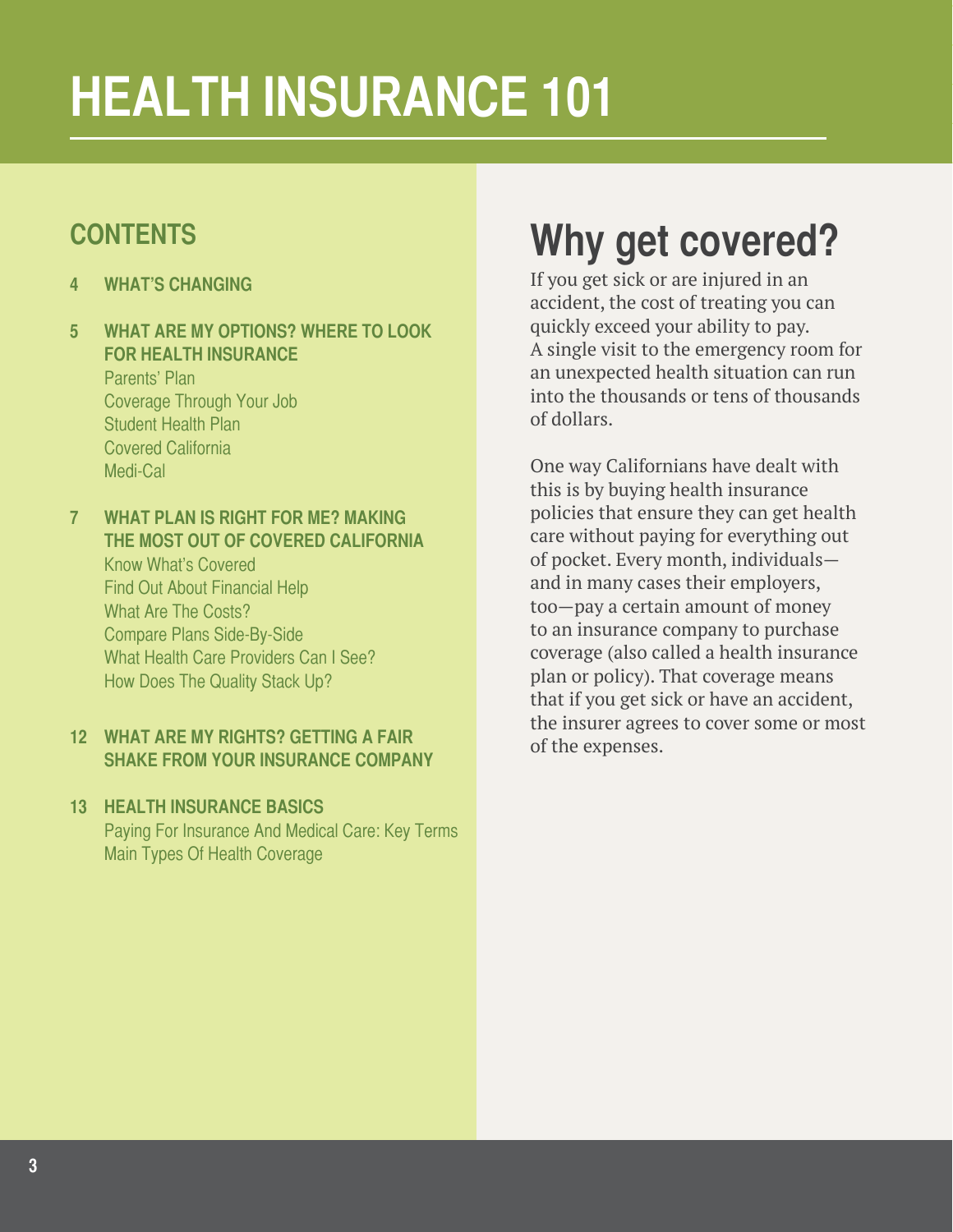# HEALTH INSURANCE 101

## CONTENTS

**4 WHAT'S CHANGING**

**5 WHAT ARE MY OPTIONS? WHERE TO LOOK FOR HEALTH INSURANCE**

- Parents' Plan
- Coverage Through Your Job
- Student Health Plan
- Covered California
- Medi-Cal

**7 WHAT PLAN IS RIGHT FOR ME? MAKING THE MOST OUT OF COVERED CALIFORNIA**

- Know What's Covered
- Find Out About Financial Help
- What Are The Costs?
- Compare Plans Side-By-Side
- What Health Care Providers Can I See?
- How Does The Quality Stack Up?

**12 WHAT ARE MY RIGHTS? GETTING A FAIR SHAKE FROM YOUR INSURANCE COMPANY**

**13 HEALTH INSURANCE BASICS**

- Paying For Insurance And Medical Care: Key Terms
- Main Types Of Health Coverage

## Why get covered?

If you get sick or are injured in an accident, the cost of treating you can quickly exceed your ability to pay. A single visit to the emergency room for an unexpected health situation can run into the thousands or tens of thousands of dollars.

One way Californians have dealt with this is by buying health insurance policies that ensure they can get health care without paying for everything out of pocket. Every month, individuals—and in many cases their employers, too—pay a certain amount of money to an insurance company to purchase coverage (also called a health insurance plan or policy). That coverage means that if you get sick or have an accident, the insurer agrees to cover some or most of the expenses.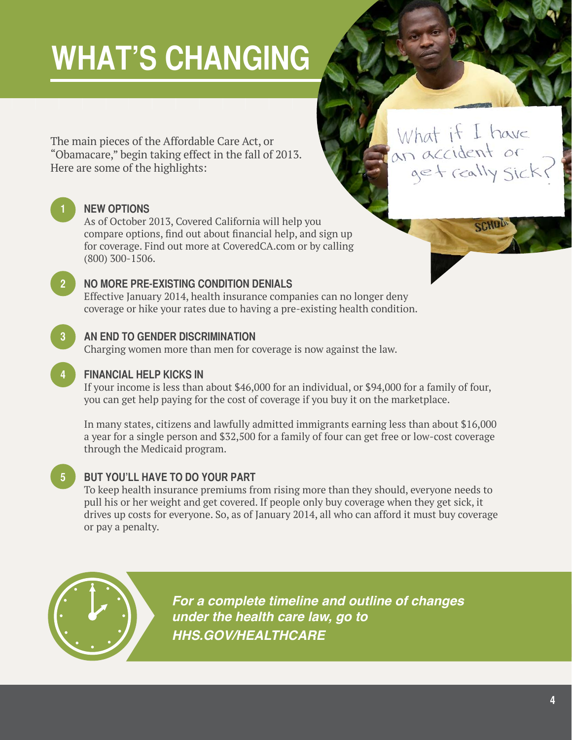# WHAT'S CHANGING

The main pieces of the Affordable Care Act, or "Obamacare," begin taking effect in the fall of 2013. Here are some of the highlights:

What if I have an accident or get really sick?

**1 NEW OPTIONS**

As of October 2013, Covered California will help you compare options, find out about financial help, and sign up for coverage. Find out more at CoveredCA.com or by calling (800) 300-1506.

**2 NO MORE PRE-EXISTING CONDITION DENIALS**

Effective January 2014, health insurance companies can no longer deny coverage or hike your rates due to having a pre-existing health condition.

**3 AN END TO GENDER DISCRIMINATION**

Charging women more than men for coverage is now against the law.

**4 FINANCIAL HELP KICKS IN**

If your income is less than about $46,000 for an individual, or $94,000 for a family of four, you can get help paying for the cost of coverage if you buy it on the marketplace.

In many states, citizens and lawfully admitted immigrants earning less than about $16,000 a year for a single person and $32,500 for a family of four can get free or low-cost coverage through the Medicaid program.

**5 BUT YOU'LL HAVE TO DO YOUR PART**

To keep health insurance premiums from rising more than they should, everyone needs to pull his or her weight and get covered. If people only buy coverage when they get sick, it drives up costs for everyone. So, as of January 2014, all who can afford it must buy coverage or pay a penalty.

***For a complete timeline and outline of changes under the health care law, go to HHS.GOV/HEALTHCARE***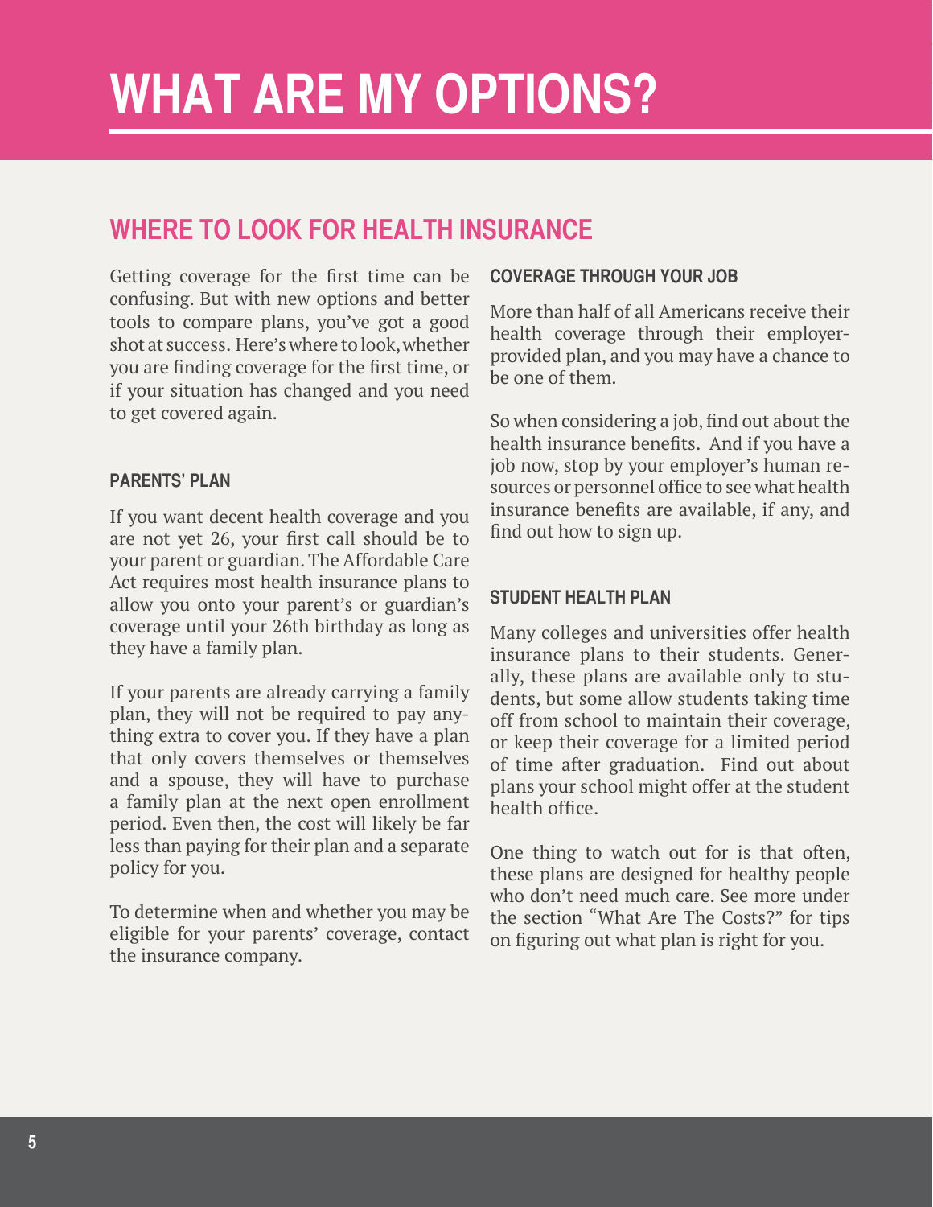# WHAT ARE MY OPTIONS?

## WHERE TO LOOK FOR HEALTH INSURANCE

Getting coverage for the first time can be confusing. But with new options and better tools to compare plans, you've got a good shot at success. Here's where to look, whether you are finding coverage for the first time, or if your situation has changed and you need to get covered again.

### PARENTS' PLAN

If you want decent health coverage and you are not yet 26, your first call should be to your parent or guardian. The Affordable Care Act requires most health insurance plans to allow you onto your parent's or guardian's coverage until your 26th birthday as long as they have a family plan.

If your parents are already carrying a family plan, they will not be required to pay anything extra to cover you. If they have a plan that only covers themselves or themselves and a spouse, they will have to purchase a family plan at the next open enrollment period. Even then, the cost will likely be far less than paying for their plan and a separate policy for you.

To determine when and whether you may be eligible for your parents' coverage, contact the insurance company.

### COVERAGE THROUGH YOUR JOB

More than half of all Americans receive their health coverage through their employer-provided plan, and you may have a chance to be one of them.

So when considering a job, find out about the health insurance benefits. And if you have a job now, stop by your employer's human resources or personnel office to see what health insurance benefits are available, if any, and find out how to sign up.

### STUDENT HEALTH PLAN

Many colleges and universities offer health insurance plans to their students. Generally, these plans are available only to students, but some allow students taking time off from school to maintain their coverage, or keep their coverage for a limited period of time after graduation. Find out about plans your school might offer at the student health office.

One thing to watch out for is that often, these plans are designed for healthy people who don't need much care. See more under the section "What Are The Costs?" for tips on figuring out what plan is right for you.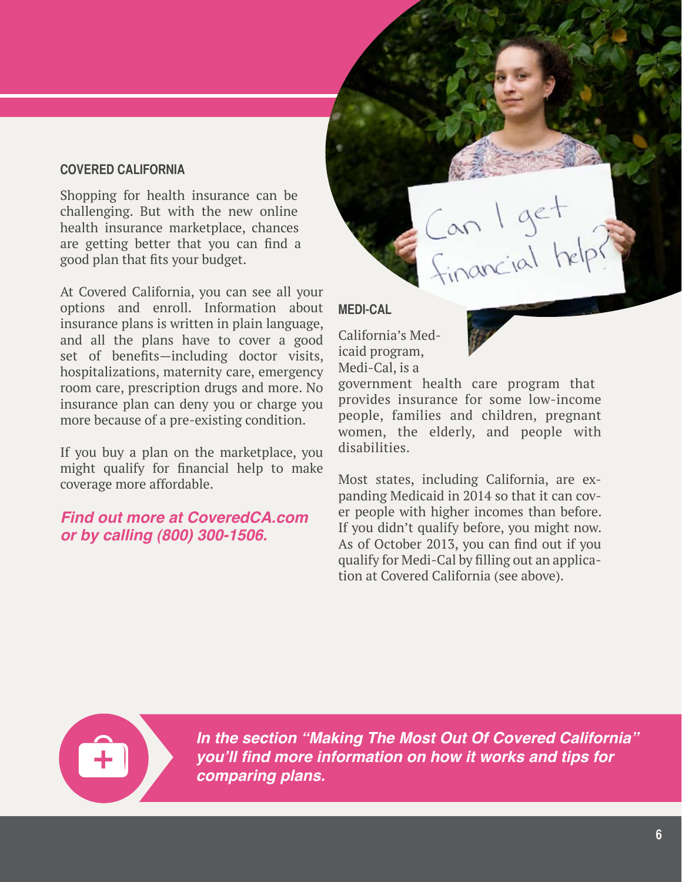## COVERED CALIFORNIA

Shopping for health insurance can be challenging. But with the new online health insurance marketplace, chances are getting better that you can find a good plan that fits your budget.

At Covered California, you can see all your options and enroll. Information about insurance plans is written in plain language, and all the plans have to cover a good set of benefits—including doctor visits, hospitalizations, maternity care, emergency room care, prescription drugs and more. No insurance plan can deny you or charge you more because of a pre-existing condition.

If you buy a plan on the marketplace, you might qualify for financial help to make coverage more affordable.

***Find out more at CoveredCA.com or by calling (800) 300-1506.***

## MEDI-CAL

California's Medicaid program, Medi-Cal, is a government health care program that provides insurance for some low-income people, families and children, pregnant women, the elderly, and people with disabilities.

Most states, including California, are expanding Medicaid in 2014 so that it can cover people with higher incomes than before. If you didn't qualify before, you might now. As of October 2013, you can find out if you qualify for Medi-Cal by filling out an application at Covered California (see above).

***In the section "Making The Most Out Of Covered California" you'll find more information on how it works and tips for comparing plans.***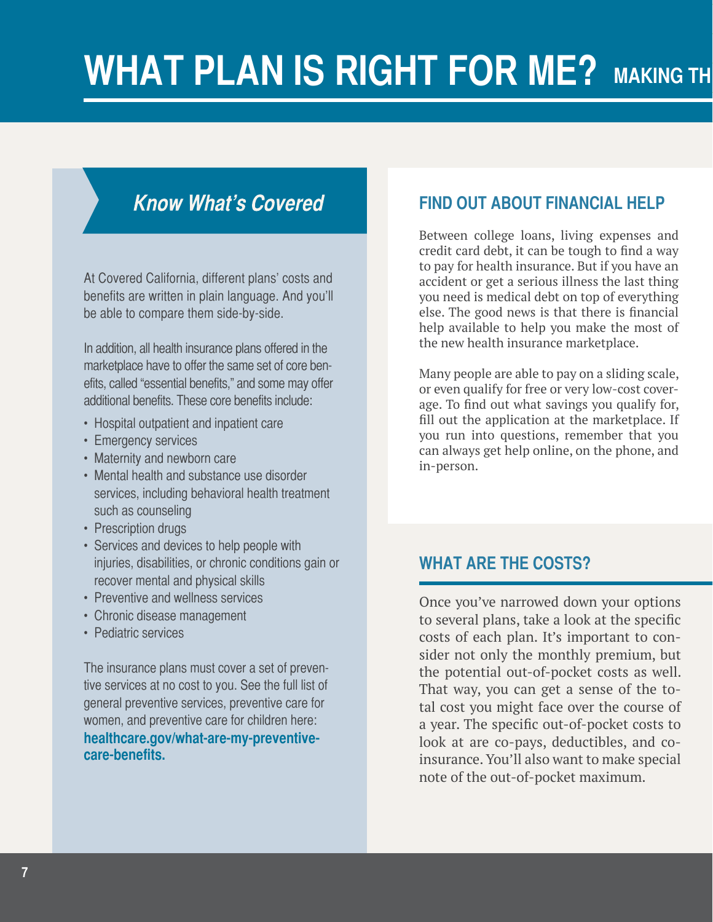# WHAT PLAN IS RIGHT FOR ME? MAKING TH

## Know What's Covered

At Covered California, different plans' costs and benefits are written in plain language. And you'll be able to compare them side-by-side.

In addition, all health insurance plans offered in the marketplace have to offer the same set of core benefits, called "essential benefits," and some may offer additional benefits. These core benefits include:

- Hospital outpatient and inpatient care
- Emergency services
- Maternity and newborn care
- Mental health and substance use disorder services, including behavioral health treatment such as counseling
- Prescription drugs
- Services and devices to help people with injuries, disabilities, or chronic conditions gain or recover mental and physical skills
- Preventive and wellness services
- Chronic disease management
- Pediatric services

The insurance plans must cover a set of preventive services at no cost to you. See the full list of general preventive services, preventive care for women, and preventive care for children here: **healthcare.gov/what-are-my-preventive-care-benefits.**

## FIND OUT ABOUT FINANCIAL HELP

Between college loans, living expenses and credit card debt, it can be tough to find a way to pay for health insurance. But if you have an accident or get a serious illness the last thing you need is medical debt on top of everything else. The good news is that there is financial help available to help you make the most of the new health insurance marketplace.

Many people are able to pay on a sliding scale, or even qualify for free or very low-cost coverage. To find out what savings you qualify for, fill out the application at the marketplace. If you run into questions, remember that you can always get help online, on the phone, and in-person.

## WHAT ARE THE COSTS?

Once you've narrowed down your options to several plans, take a look at the specific costs of each plan. It's important to consider not only the monthly premium, but the potential out-of-pocket costs as well. That way, you can get a sense of the total cost you might face over the course of a year. The specific out-of-pocket costs to look at are co-pays, deductibles, and co-insurance. You'll also want to make special note of the out-of-pocket maximum.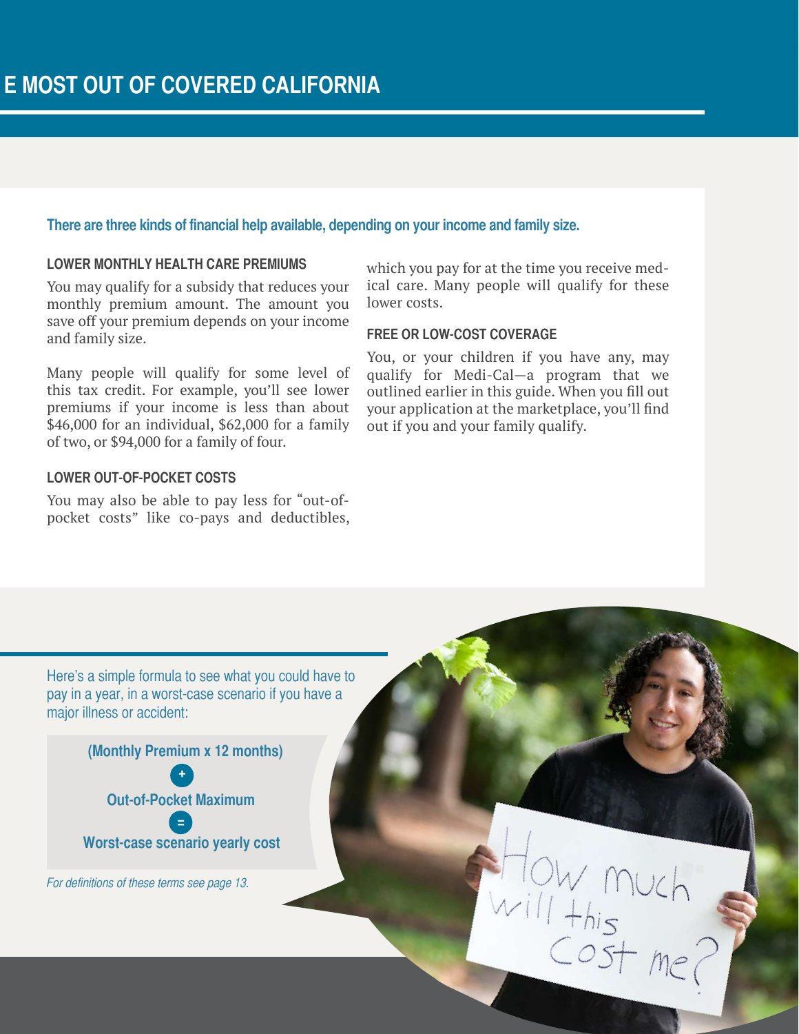## E MOST OUT OF COVERED CALIFORNIA

**There are three kinds of financial help available, depending on your income and family size.**

### LOWER MONTHLY HEALTH CARE PREMIUMS

You may qualify for a subsidy that reduces your monthly premium amount. The amount you save off your premium depends on your income and family size.

Many people will qualify for some level of this tax credit. For example, you'll see lower premiums if your income is less than about $46,000 for an individual, $62,000 for a family of two, or $94,000 for a family of four.

### LOWER OUT-OF-POCKET COSTS

You may also be able to pay less for "out-of-pocket costs" like co-pays and deductibles, which you pay for at the time you receive medical care. Many people will qualify for these lower costs.

### FREE OR LOW-COST COVERAGE

You, or your children if you have any, may qualify for Medi-Cal—a program that we outlined earlier in this guide. When you fill out your application at the marketplace, you'll find out if you and your family qualify.

Here's a simple formula to see what you could have to pay in a year, in a worst-case scenario if you have a major illness or accident:

**(Monthly Premium x 12 months)**

**+**

**Out-of-Pocket Maximum**

**=**

**Worst-case scenario yearly cost**

*For definitions of these terms see page 13.*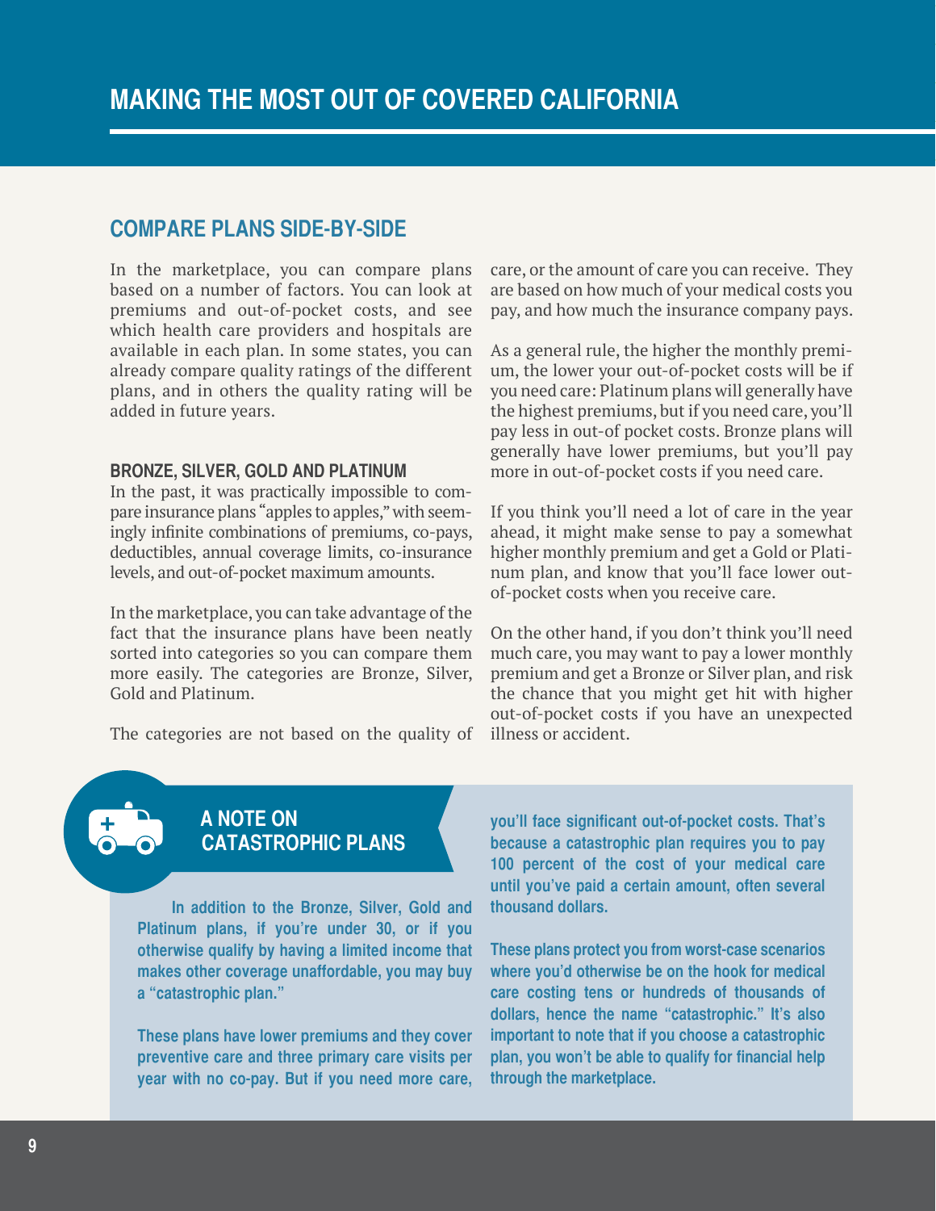# MAKING THE MOST OUT OF COVERED CALIFORNIA

## COMPARE PLANS SIDE-BY-SIDE

In the marketplace, you can compare plans based on a number of factors. You can look at premiums and out-of-pocket costs, and see which health care providers and hospitals are available in each plan. In some states, you can already compare quality ratings of the different plans, and in others the quality rating will be added in future years.

### BRONZE, SILVER, GOLD AND PLATINUM

In the past, it was practically impossible to compare insurance plans "apples to apples," with seemingly infinite combinations of premiums, co-pays, deductibles, annual coverage limits, co-insurance levels, and out-of-pocket maximum amounts.

In the marketplace, you can take advantage of the fact that the insurance plans have been neatly sorted into categories so you can compare them more easily. The categories are Bronze, Silver, Gold and Platinum.

The categories are not based on the quality of care, or the amount of care you can receive. They are based on how much of your medical costs you pay, and how much the insurance company pays.

As a general rule, the higher the monthly premium, the lower your out-of-pocket costs will be if you need care: Platinum plans will generally have the highest premiums, but if you need care, you'll pay less in out-of pocket costs. Bronze plans will generally have lower premiums, but you'll pay more in out-of-pocket costs if you need care.

If you think you'll need a lot of care in the year ahead, it might make sense to pay a somewhat higher monthly premium and get a Gold or Platinum plan, and know that you'll face lower out-of-pocket costs when you receive care.

On the other hand, if you don't think you'll need much care, you may want to pay a lower monthly premium and get a Bronze or Silver plan, and risk the chance that you might get hit with higher out-of-pocket costs if you have an unexpected illness or accident.

### A NOTE ON CATASTROPHIC PLANS

**In addition to the Bronze, Silver, Gold and Platinum plans, if you're under 30, or if you otherwise qualify by having a limited income that makes other coverage unaffordable, you may buy a "catastrophic plan."**

**These plans have lower premiums and they cover preventive care and three primary care visits per year with no co-pay. But if you need more care, you'll face significant out-of-pocket costs. That's because a catastrophic plan requires you to pay 100 percent of the cost of your medical care until you've paid a certain amount, often several thousand dollars.**

**These plans protect you from worst-case scenarios where you'd otherwise be on the hook for medical care costing tens or hundreds of thousands of dollars, hence the name "catastrophic." It's also important to note that if you choose a catastrophic plan, you won't be able to qualify for financial help through the marketplace.**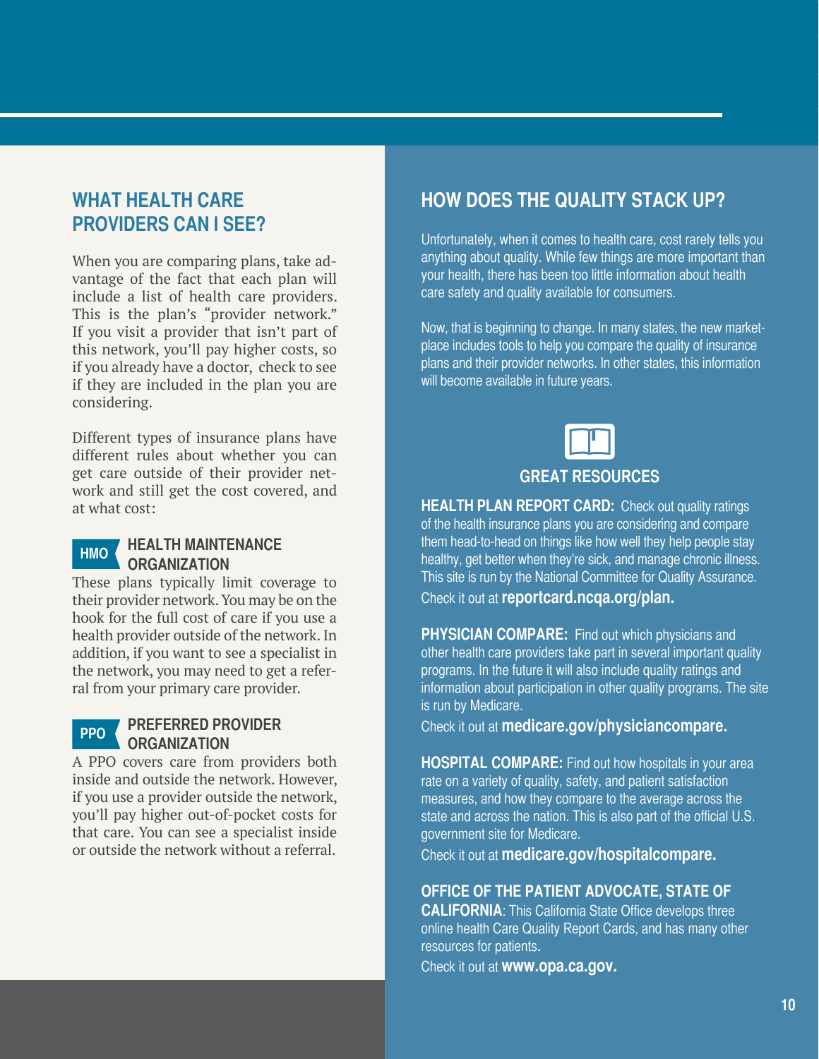## WHAT HEALTH CARE PROVIDERS CAN I SEE?

When you are comparing plans, take advantage of the fact that each plan will include a list of health care providers. This is the plan's "provider network." If you visit a provider that isn't part of this network, you'll pay higher costs, so if you already have a doctor, check to see if they are included in the plan you are considering.

Different types of insurance plans have different rules about whether you can get care outside of their provider network and still get the cost covered, and at what cost:

### HMO — HEALTH MAINTENANCE ORGANIZATION

These plans typically limit coverage to their provider network. You may be on the hook for the full cost of care if you use a health provider outside of the network. In addition, if you want to see a specialist in the network, you may need to get a referral from your primary care provider.

### PPO — PREFERRED PROVIDER ORGANIZATION

A PPO covers care from providers both inside and outside the network. However, if you use a provider outside the network, you'll pay higher out-of-pocket costs for that care. You can see a specialist inside or outside the network without a referral.

## HOW DOES THE QUALITY STACK UP?

Unfortunately, when it comes to health care, cost rarely tells you anything about quality. While few things are more important than your health, there has been too little information about health care safety and quality available for consumers.

Now, that is beginning to change. In many states, the new marketplace includes tools to help you compare the quality of insurance plans and their provider networks. In other states, this information will become available in future years.

### GREAT RESOURCES

**HEALTH PLAN REPORT CARD:** Check out quality ratings of the health insurance plans you are considering and compare them head-to-head on things like how well they help people stay healthy, get better when they're sick, and manage chronic illness. This site is run by the National Committee for Quality Assurance.
Check it out at **reportcard.ncqa.org/plan.**

**PHYSICIAN COMPARE:** Find out which physicians and other health care providers take part in several important quality programs. In the future it will also include quality ratings and information about participation in other quality programs. The site is run by Medicare.
Check it out at **medicare.gov/physiciancompare.**

**HOSPITAL COMPARE:** Find out how hospitals in your area rate on a variety of quality, safety, and patient satisfaction measures, and how they compare to the average across the state and across the nation. This is also part of the official U.S. government site for Medicare.
Check it out at **medicare.gov/hospitalcompare.**

**OFFICE OF THE PATIENT ADVOCATE, STATE OF CALIFORNIA**: This California State Office develops three online health Care Quality Report Cards, and has many other resources for patients.
Check it out at **www.opa.ca.gov.**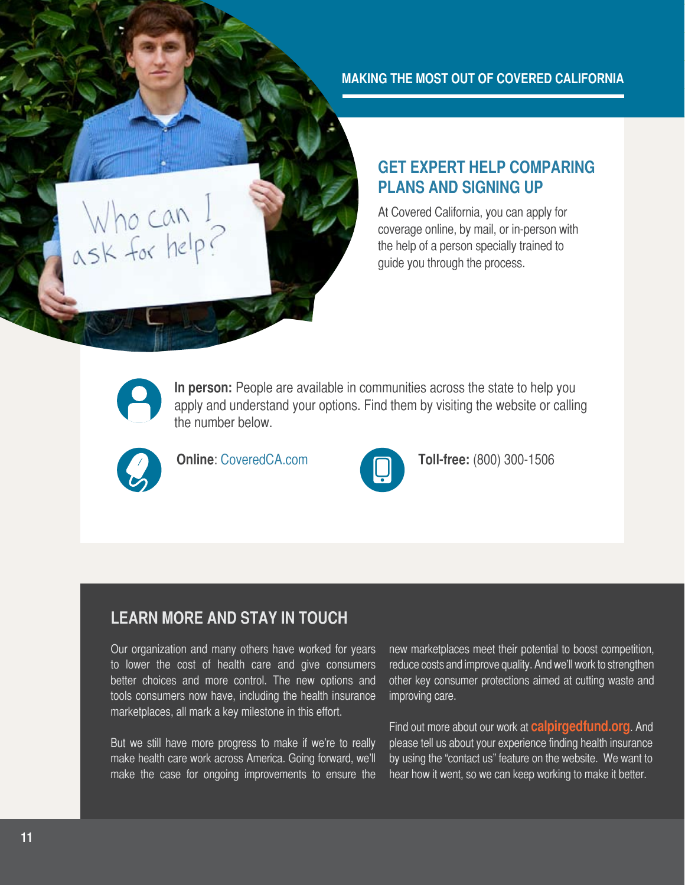## MAKING THE MOST OUT OF COVERED CALIFORNIA

### GET EXPERT HELP COMPARING PLANS AND SIGNING UP

At Covered California, you can apply for coverage online, by mail, or in-person with the help of a person specially trained to guide you through the process.

**In person:** People are available in communities across the state to help you apply and understand your options. Find them by visiting the website or calling the number below.

**Online**: CoveredCA.com

**Toll-free:** (800) 300-1506

## LEARN MORE AND STAY IN TOUCH

Our organization and many others have worked for years to lower the cost of health care and give consumers better choices and more control. The new options and tools consumers now have, including the health insurance marketplaces, all mark a key milestone in this effort.

But we still have more progress to make if we're to really make health care work across America. Going forward, we'll make the case for ongoing improvements to ensure the new marketplaces meet their potential to boost competition, reduce costs and improve quality. And we'll work to strengthen other key consumer protections aimed at cutting waste and improving care.

Find out more about our work at **calpirgedfund.org**. And please tell us about your experience finding health insurance by using the "contact us" feature on the website. We want to hear how it went, so we can keep working to make it better.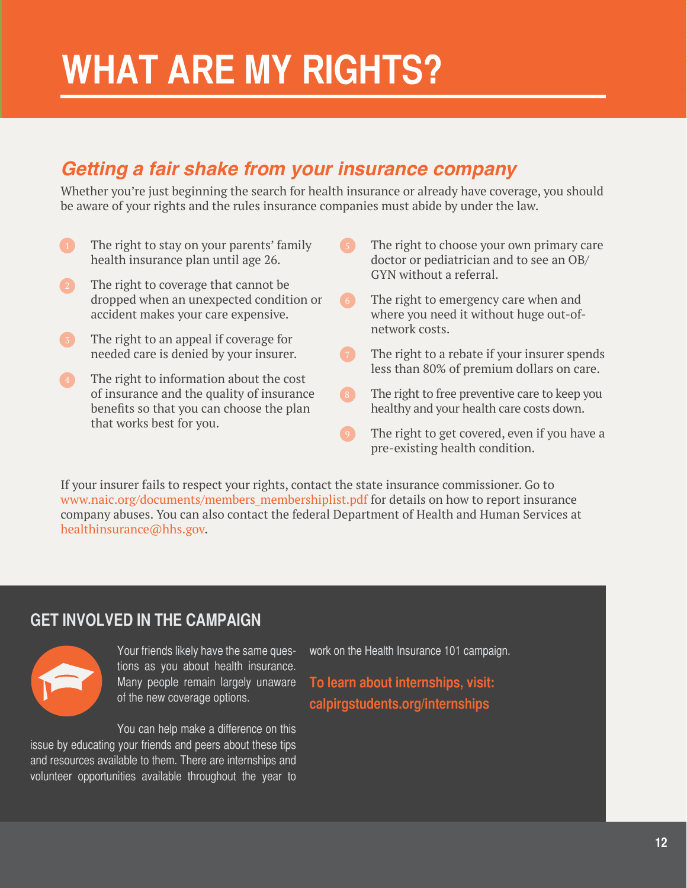# WHAT ARE MY RIGHTS?

## *Getting a fair shake from your insurance company*

Whether you're just beginning the search for health insurance or already have coverage, you should be aware of your rights and the rules insurance companies must abide by under the law.

1. The right to stay on your parents' family health insurance plan until age 26.
2. The right to coverage that cannot be dropped when an unexpected condition or accident makes your care expensive.
3. The right to an appeal if coverage for needed care is denied by your insurer.
4. The right to information about the cost of insurance and the quality of insurance benefits so that you can choose the plan that works best for you.
5. The right to choose your own primary care doctor or pediatrician and to see an OB/GYN without a referral.
6. The right to emergency care when and where you need it without huge out-of-network costs.
7. The right to a rebate if your insurer spends less than 80% of premium dollars on care.
8. The right to free preventive care to keep you healthy and your health care costs down.
9. The right to get covered, even if you have a pre-existing health condition.

If your insurer fails to respect your rights, contact the state insurance commissioner. Go to www.naic.org/documents/members_membershiplist.pdf for details on how to report insurance company abuses. You can also contact the federal Department of Health and Human Services at healthinsurance@hhs.gov.

## GET INVOLVED IN THE CAMPAIGN

Your friends likely have the same questions as you about health insurance. Many people remain largely unaware of the new coverage options.

You can help make a difference on this issue by educating your friends and peers about these tips and resources available to them. There are internships and volunteer opportunities available throughout the year to work on the Health Insurance 101 campaign.

**To learn about internships, visit: calpirgstudents.org/internships**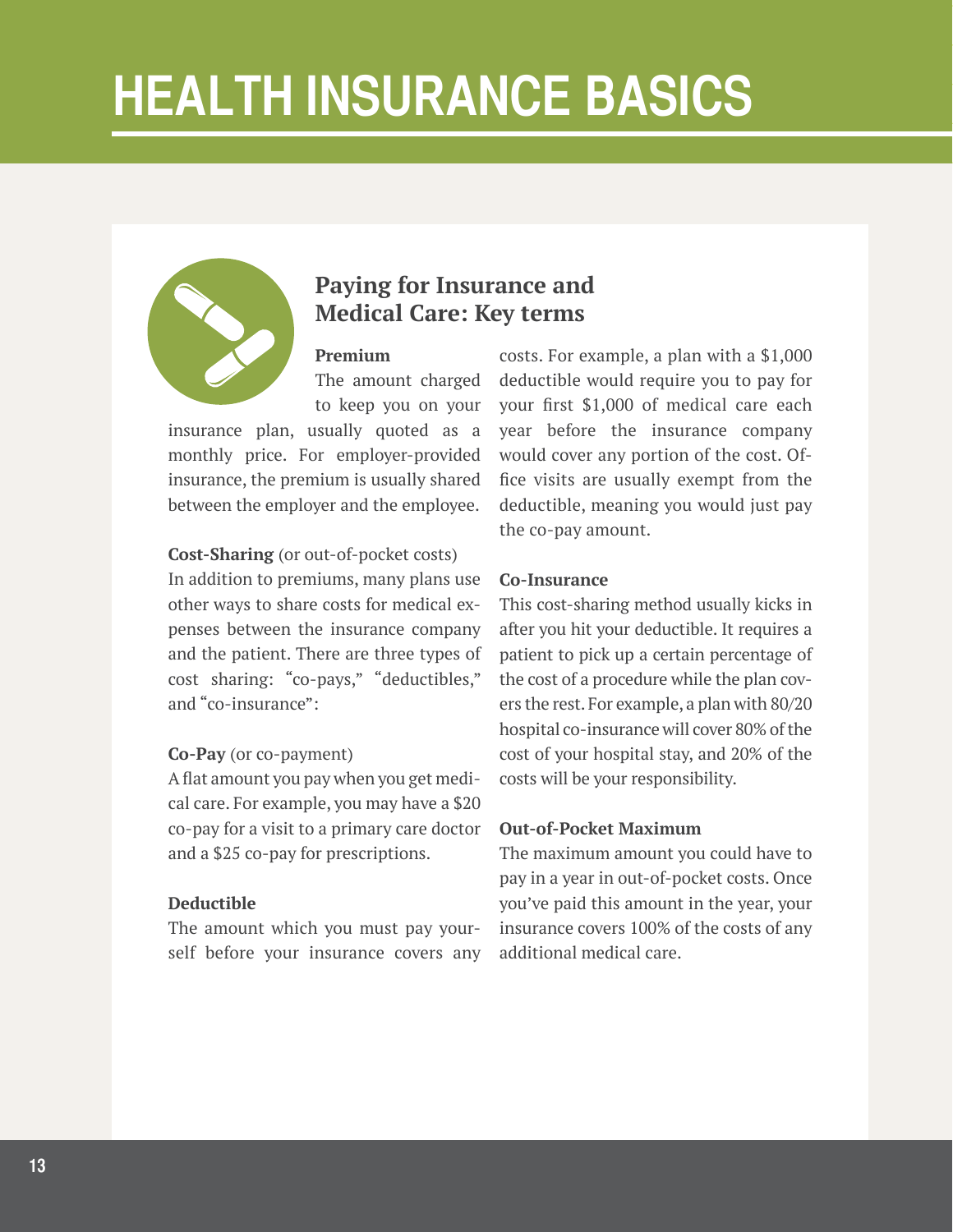# HEALTH INSURANCE BASICS

## Paying for Insurance and Medical Care: Key terms

**Premium**

The amount charged to keep you on your insurance plan, usually quoted as a monthly price. For employer-provided insurance, the premium is usually shared between the employer and the employee.

**Cost-Sharing** (or out-of-pocket costs)

In addition to premiums, many plans use other ways to share costs for medical expenses between the insurance company and the patient. There are three types of cost sharing: "co-pays," "deductibles," and "co-insurance":

**Co-Pay** (or co-payment)

A flat amount you pay when you get medical care. For example, you may have a $20 co-pay for a visit to a primary care doctor and a $25 co-pay for prescriptions.

**Deductible**

The amount which you must pay yourself before your insurance covers any costs. For example, a plan with a $1,000 deductible would require you to pay for your first $1,000 of medical care each year before the insurance company would cover any portion of the cost. Office visits are usually exempt from the deductible, meaning you would just pay the co-pay amount.

**Co-Insurance**

This cost-sharing method usually kicks in after you hit your deductible. It requires a patient to pick up a certain percentage of the cost of a procedure while the plan covers the rest. For example, a plan with 80/20 hospital co-insurance will cover 80% of the cost of your hospital stay, and 20% of the costs will be your responsibility.

**Out-of-Pocket Maximum**

The maximum amount you could have to pay in a year in out-of-pocket costs. Once you've paid this amount in the year, your insurance covers 100% of the costs of any additional medical care.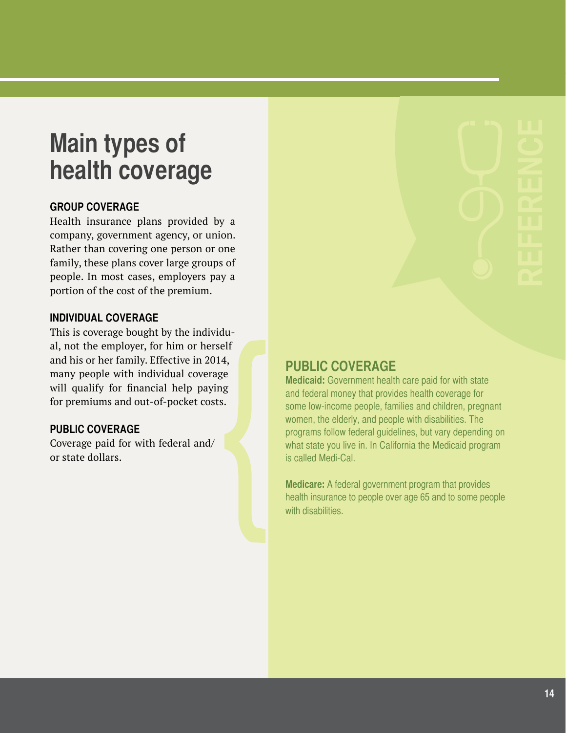# Main types of health coverage

### GROUP COVERAGE

Health insurance plans provided by a company, government agency, or union. Rather than covering one person or one family, these plans cover large groups of people. In most cases, employers pay a portion of the cost of the premium.

### INDIVIDUAL COVERAGE

This is coverage bought by the individual, not the employer, for him or herself and his or her family. Effective in 2014, many people with individual coverage will qualify for financial help paying for premiums and out-of-pocket costs.

### PUBLIC COVERAGE

Coverage paid for with federal and/or state dollars.

## PUBLIC COVERAGE

**Medicaid:** Government health care paid for with state and federal money that provides health coverage for some low-income people, families and children, pregnant women, the elderly, and people with disabilities. The programs follow federal guidelines, but vary depending on what state you live in. In California the Medicaid program is called Medi-Cal.

**Medicare:** A federal government program that provides health insurance to people over age 65 and to some people with disabilities.

REFERENCE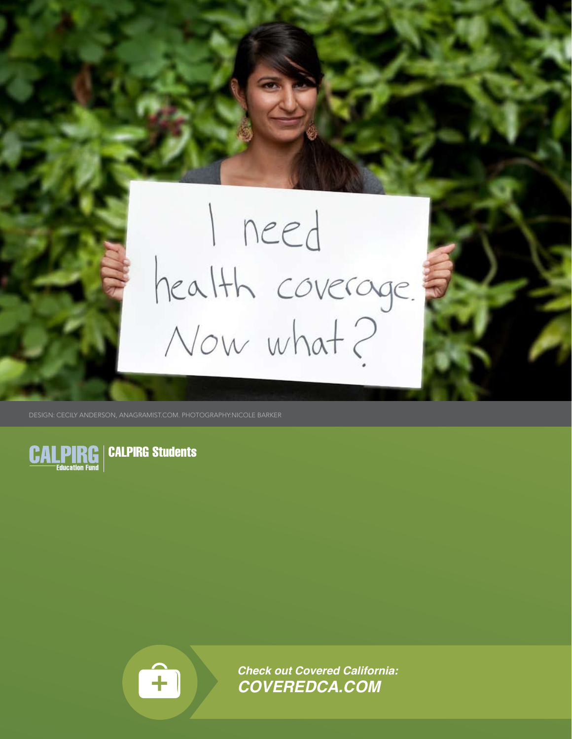I need health coverage. Now what?

DESIGN: CECILY ANDERSON, ANAGRAMIST.COM. PHOTOGRAPHY:NICOLE BARKER

CALPIRG Education Fund | CALPIRG Students

***Check out Covered California:***
***COVEREDCA.COM***